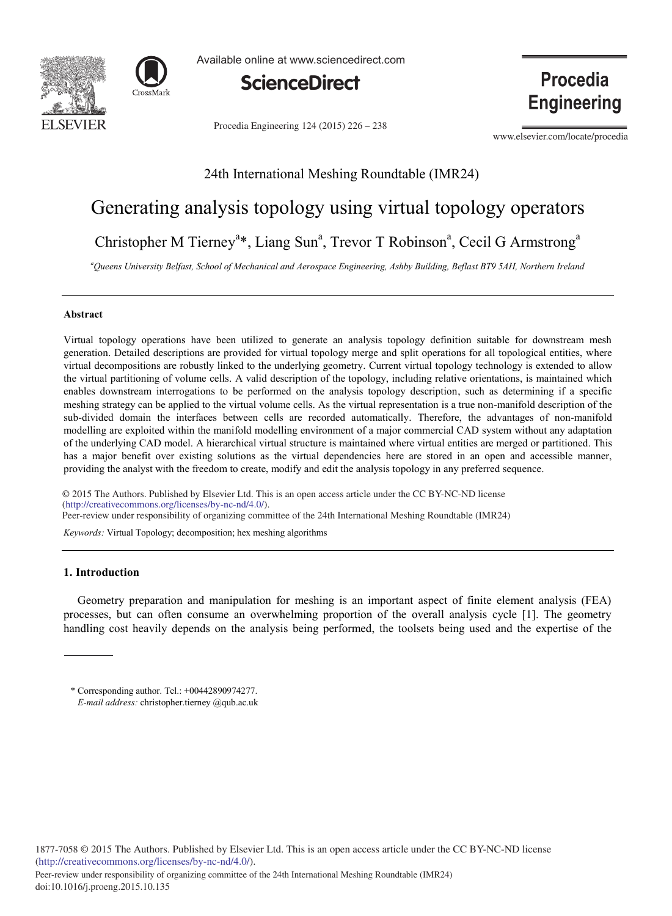24th International Meshing Roundtable (IMR24)

# Generating analysis topology using virtual topology operators

Christopher M Tierney[a]*, Liang Sun[a], Trevor T Robinson[a], Cecil G Armstrong[a]

[a]*Queens University Belfast, School of Mechanical and Aerospace Engineering, Ashby Building, Beflast BT9 5AH, Northern Ireland*

---

### Abstract

Virtual topology operations have been utilized to generate an analysis topology definition suitable for downstream mesh generation. Detailed descriptions are provided for virtual topology merge and split operations for all topological entities, where virtual decompositions are robustly linked to the underlying geometry. Current virtual topology technology is extended to allow the virtual partitioning of volume cells. A valid description of the topology, including relative orientations, is maintained which enables downstream interrogations to be performed on the analysis topology description, such as determining if a specific meshing strategy can be applied to the virtual volume cells. As the virtual representation is a true non-manifold description of the sub-divided domain the interfaces between cells are recorded automatically. Therefore, the advantages of non-manifold modelling are exploited within the manifold modelling environment of a major commercial CAD system without any adaptation of the underlying CAD model. A hierarchical virtual structure is maintained where virtual entities are merged or partitioned. This has a major benefit over existing solutions as the virtual dependencies here are stored in an open and accessible manner, providing the analyst with the freedom to create, modify and edit the analysis topology in any preferred sequence.

© 2015 The Authors. Published by Elsevier Ltd. This is an open access article under the CC BY-NC-ND license (http://creativecommons.org/licenses/by-nc-nd/4.0/).
Peer-review under responsibility of organizing committee of the 24th International Meshing Roundtable (IMR24)

*Keywords:* Virtual Topology; decomposition; hex meshing algorithms

---

## 1. Introduction

Geometry preparation and manipulation for meshing is an important aspect of finite element analysis (FEA) processes, but can often consume an overwhelming proportion of the overall analysis cycle [1]. The geometry handling cost heavily depends on the analysis being performed, the toolsets being used and the expertise of the

\* Corresponding author. Tel.: +00442890974277.
*E-mail address:* christopher.tierney @qub.ac.uk

1877-7058 © 2015 The Authors. Published by Elsevier Ltd. This is an open access article under the CC BY-NC-ND license (http://creativecommons.org/licenses/by-nc-nd/4.0/).
Peer-review under responsibility of organizing committee of the 24th International Meshing Roundtable (IMR24)
doi:10.1016/j.proeng.2015.10.135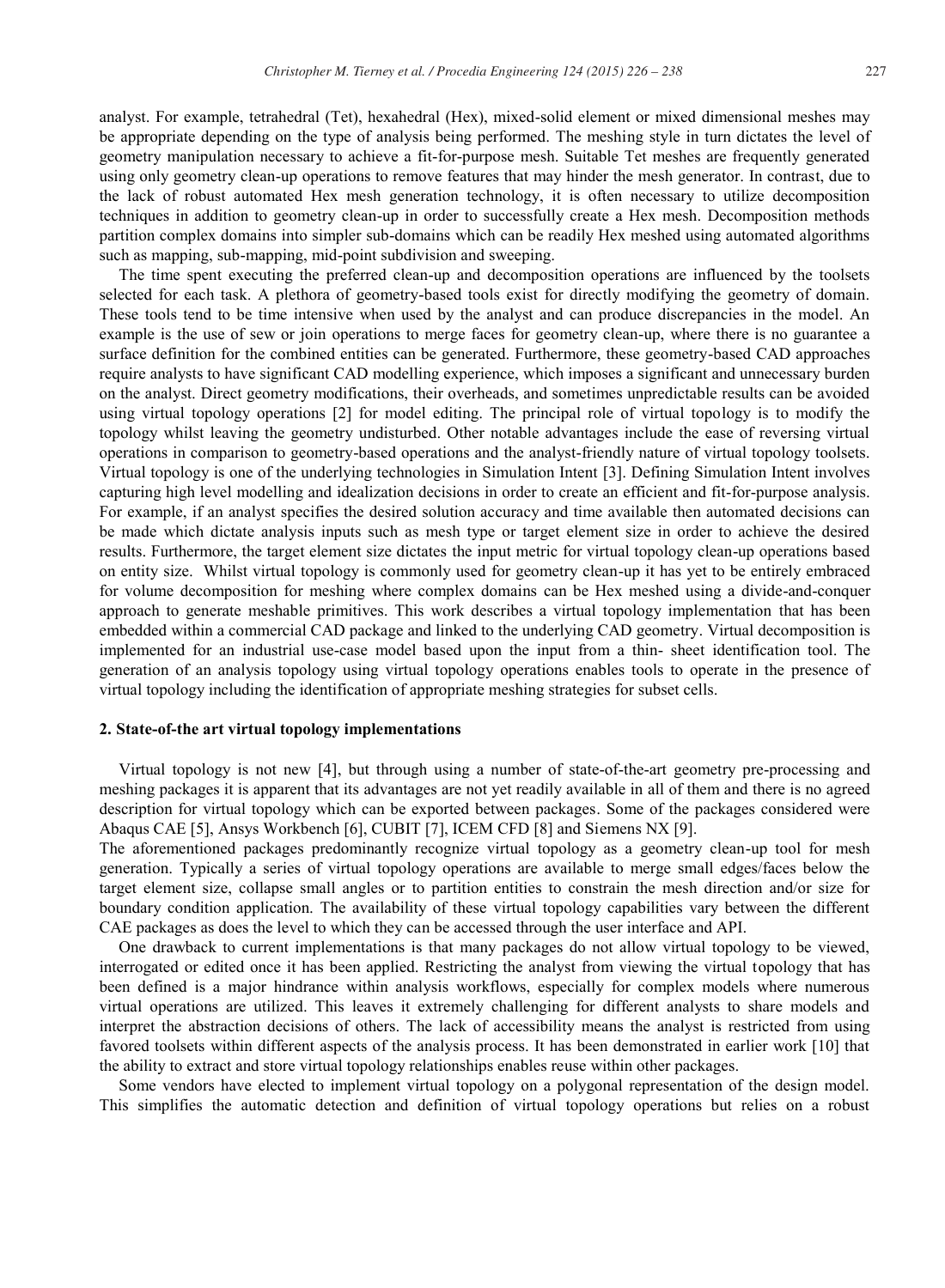analyst. For example, tetrahedral (Tet), hexahedral (Hex), mixed-solid element or mixed dimensional meshes may be appropriate depending on the type of analysis being performed. The meshing style in turn dictates the level of geometry manipulation necessary to achieve a fit-for-purpose mesh. Suitable Tet meshes are frequently generated using only geometry clean-up operations to remove features that may hinder the mesh generator. In contrast, due to the lack of robust automated Hex mesh generation technology, it is often necessary to utilize decomposition techniques in addition to geometry clean-up in order to successfully create a Hex mesh. Decomposition methods partition complex domains into simpler sub-domains which can be readily Hex meshed using automated algorithms such as mapping, sub-mapping, mid-point subdivision and sweeping.

The time spent executing the preferred clean-up and decomposition operations are influenced by the toolsets selected for each task. A plethora of geometry-based tools exist for directly modifying the geometry of domain. These tools tend to be time intensive when used by the analyst and can produce discrepancies in the model. An example is the use of sew or join operations to merge faces for geometry clean-up, where there is no guarantee a surface definition for the combined entities can be generated. Furthermore, these geometry-based CAD approaches require analysts to have significant CAD modelling experience, which imposes a significant and unnecessary burden on the analyst. Direct geometry modifications, their overheads, and sometimes unpredictable results can be avoided using virtual topology operations [2] for model editing. The principal role of virtual topology is to modify the topology whilst leaving the geometry undisturbed. Other notable advantages include the ease of reversing virtual operations in comparison to geometry-based operations and the analyst-friendly nature of virtual topology toolsets. Virtual topology is one of the underlying technologies in Simulation Intent [3]. Defining Simulation Intent involves capturing high level modelling and idealization decisions in order to create an efficient and fit-for-purpose analysis. For example, if an analyst specifies the desired solution accuracy and time available then automated decisions can be made which dictate analysis inputs such as mesh type or target element size in order to achieve the desired results. Furthermore, the target element size dictates the input metric for virtual topology clean-up operations based on entity size. Whilst virtual topology is commonly used for geometry clean-up it has yet to be entirely embraced for volume decomposition for meshing where complex domains can be Hex meshed using a divide-and-conquer approach to generate meshable primitives. This work describes a virtual topology implementation that has been embedded within a commercial CAD package and linked to the underlying CAD geometry. Virtual decomposition is implemented for an industrial use-case model based upon the input from a thin- sheet identification tool. The generation of an analysis topology using virtual topology operations enables tools to operate in the presence of virtual topology including the identification of appropriate meshing strategies for subset cells.

## 2. State-of-the art virtual topology implementations

Virtual topology is not new [4], but through using a number of state-of-the-art geometry pre-processing and meshing packages it is apparent that its advantages are not yet readily available in all of them and there is no agreed description for virtual topology which can be exported between packages. Some of the packages considered were Abaqus CAE [5], Ansys Workbench [6], CUBIT [7], ICEM CFD [8] and Siemens NX [9].

The aforementioned packages predominantly recognize virtual topology as a geometry clean-up tool for mesh generation. Typically a series of virtual topology operations are available to merge small edges/faces below the target element size, collapse small angles or to partition entities to constrain the mesh direction and/or size for boundary condition application. The availability of these virtual topology capabilities vary between the different CAE packages as does the level to which they can be accessed through the user interface and API.

One drawback to current implementations is that many packages do not allow virtual topology to be viewed, interrogated or edited once it has been applied. Restricting the analyst from viewing the virtual topology that has been defined is a major hindrance within analysis workflows, especially for complex models where numerous virtual operations are utilized. This leaves it extremely challenging for different analysts to share models and interpret the abstraction decisions of others. The lack of accessibility means the analyst is restricted from using favored toolsets within different aspects of the analysis process. It has been demonstrated in earlier work [10] that the ability to extract and store virtual topology relationships enables reuse within other packages.

Some vendors have elected to implement virtual topology on a polygonal representation of the design model. This simplifies the automatic detection and definition of virtual topology operations but relies on a robust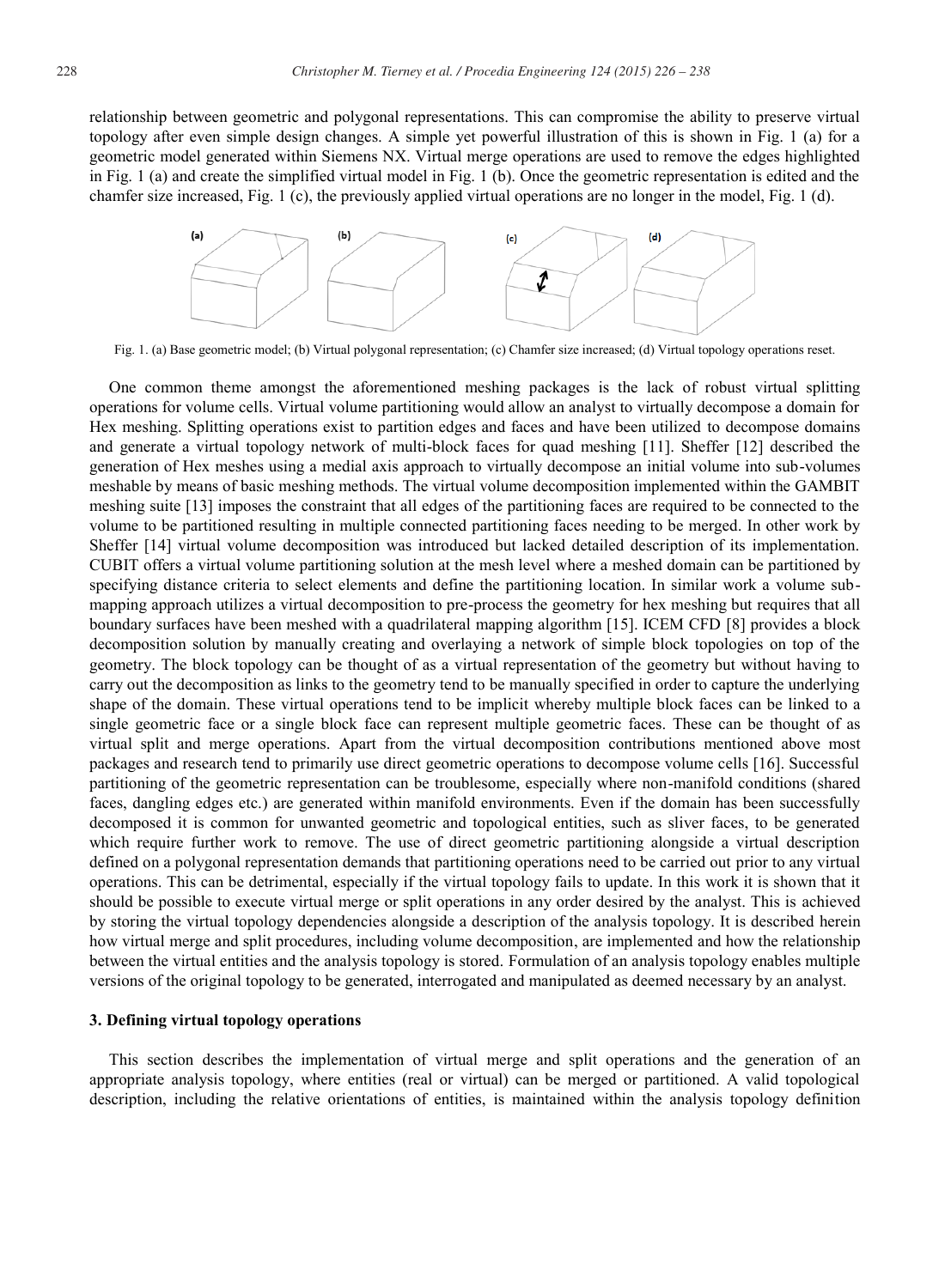relationship between geometric and polygonal representations. This can compromise the ability to preserve virtual topology after even simple design changes. A simple yet powerful illustration of this is shown in Fig. 1 (a) for a geometric model generated within Siemens NX. Virtual merge operations are used to remove the edges highlighted in Fig. 1 (a) and create the simplified virtual model in Fig. 1 (b). Once the geometric representation is edited and the chamfer size increased, Fig. 1 (c), the previously applied virtual operations are no longer in the model, Fig. 1 (d).

Fig. 1. (a) Base geometric model; (b) Virtual polygonal representation; (c) Chamfer size increased; (d) Virtual topology operations reset.

One common theme amongst the aforementioned meshing packages is the lack of robust virtual splitting operations for volume cells. Virtual volume partitioning would allow an analyst to virtually decompose a domain for Hex meshing. Splitting operations exist to partition edges and faces and have been utilized to decompose domains and generate a virtual topology network of multi-block faces for quad meshing [11]. Sheffer [12] described the generation of Hex meshes using a medial axis approach to virtually decompose an initial volume into sub-volumes meshable by means of basic meshing methods. The virtual volume decomposition implemented within the GAMBIT meshing suite [13] imposes the constraint that all edges of the partitioning faces are required to be connected to the volume to be partitioned resulting in multiple connected partitioning faces needing to be merged. In other work by Sheffer [14] virtual volume decomposition was introduced but lacked detailed description of its implementation. CUBIT offers a virtual volume partitioning solution at the mesh level where a meshed domain can be partitioned by specifying distance criteria to select elements and define the partitioning location. In similar work a volume sub-mapping approach utilizes a virtual decomposition to pre-process the geometry for hex meshing but requires that all boundary surfaces have been meshed with a quadrilateral mapping algorithm [15]. ICEM CFD [8] provides a block decomposition solution by manually creating and overlaying a network of simple block topologies on top of the geometry. The block topology can be thought of as a virtual representation of the geometry but without having to carry out the decomposition as links to the geometry tend to be manually specified in order to capture the underlying shape of the domain. These virtual operations tend to be implicit whereby multiple block faces can be linked to a single geometric face or a single block face can represent multiple geometric faces. These can be thought of as virtual split and merge operations. Apart from the virtual decomposition contributions mentioned above most packages and research tend to primarily use direct geometric operations to decompose volume cells [16]. Successful partitioning of the geometric representation can be troublesome, especially where non-manifold conditions (shared faces, dangling edges etc.) are generated within manifold environments. Even if the domain has been successfully decomposed it is common for unwanted geometric and topological entities, such as sliver faces, to be generated which require further work to remove. The use of direct geometric partitioning alongside a virtual description defined on a polygonal representation demands that partitioning operations need to be carried out prior to any virtual operations. This can be detrimental, especially if the virtual topology fails to update. In this work it is shown that it should be possible to execute virtual merge or split operations in any order desired by the analyst. This is achieved by storing the virtual topology dependencies alongside a description of the analysis topology. It is described herein how virtual merge and split procedures, including volume decomposition, are implemented and how the relationship between the virtual entities and the analysis topology is stored. Formulation of an analysis topology enables multiple versions of the original topology to be generated, interrogated and manipulated as deemed necessary by an analyst.

## 3. Defining virtual topology operations

This section describes the implementation of virtual merge and split operations and the generation of an appropriate analysis topology, where entities (real or virtual) can be merged or partitioned. A valid topological description, including the relative orientations of entities, is maintained within the analysis topology definition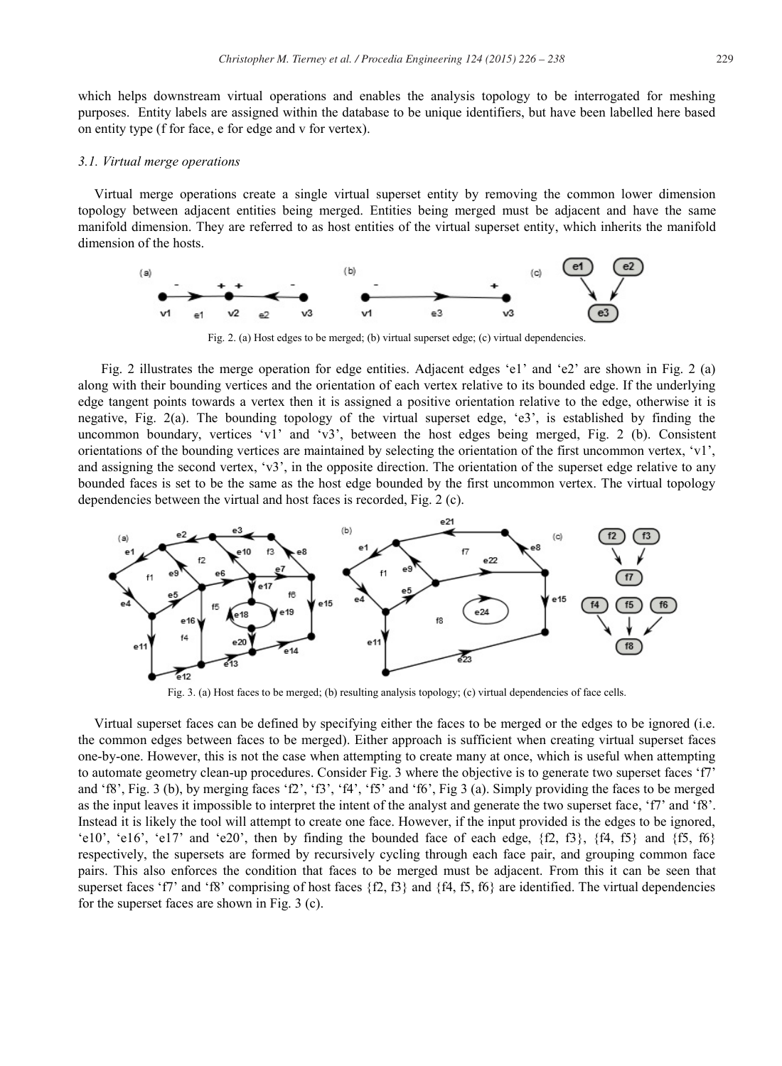which helps downstream virtual operations and enables the analysis topology to be interrogated for meshing purposes. Entity labels are assigned within the database to be unique identifiers, but have been labelled here based on entity type (f for face, e for edge and v for vertex).

### *3.1. Virtual merge operations*

Virtual merge operations create a single virtual superset entity by removing the common lower dimension topology between adjacent entities being merged. Entities being merged must be adjacent and have the same manifold dimension. They are referred to as host entities of the virtual superset entity, which inherits the manifold dimension of the hosts.

Fig. 2. (a) Host edges to be merged; (b) virtual superset edge; (c) virtual dependencies.

Fig. 2 illustrates the merge operation for edge entities. Adjacent edges 'e1' and 'e2' are shown in Fig. 2 (a) along with their bounding vertices and the orientation of each vertex relative to its bounded edge. If the underlying edge tangent points towards a vertex then it is assigned a positive orientation relative to the edge, otherwise it is negative, Fig. 2(a). The bounding topology of the virtual superset edge, 'e3', is established by finding the uncommon boundary, vertices 'v1' and 'v3', between the host edges being merged, Fig. 2 (b). Consistent orientations of the bounding vertices are maintained by selecting the orientation of the first uncommon vertex, 'v1', and assigning the second vertex, 'v3', in the opposite direction. The orientation of the superset edge relative to any bounded faces is set to be the same as the host edge bounded by the first uncommon vertex. The virtual topology dependencies between the virtual and host faces is recorded, Fig. 2 (c).

Fig. 3. (a) Host faces to be merged; (b) resulting analysis topology; (c) virtual dependencies of face cells.

Virtual superset faces can be defined by specifying either the faces to be merged or the edges to be ignored (i.e. the common edges between faces to be merged). Either approach is sufficient when creating virtual superset faces one-by-one. However, this is not the case when attempting to create many at once, which is useful when attempting to automate geometry clean-up procedures. Consider Fig. 3 where the objective is to generate two superset faces 'f7' and 'f8', Fig. 3 (b), by merging faces 'f2', 'f3', 'f4', 'f5' and 'f6', Fig 3 (a). Simply providing the faces to be merged as the input leaves it impossible to interpret the intent of the analyst and generate the two superset face, 'f7' and 'f8'. Instead it is likely the tool will attempt to create one face. However, if the input provided is the edges to be ignored, 'e10', 'e16', 'e17' and 'e20', then by finding the bounded face of each edge, {f2, f3}, {f4, f5} and {f5, f6} respectively, the supersets are formed by recursively cycling through each face pair, and grouping common face pairs. This also enforces the condition that faces to be merged must be adjacent. From this it can be seen that superset faces 'f7' and 'f8' comprising of host faces {f2, f3} and {f4, f5, f6} are identified. The virtual dependencies for the superset faces are shown in Fig. 3 (c).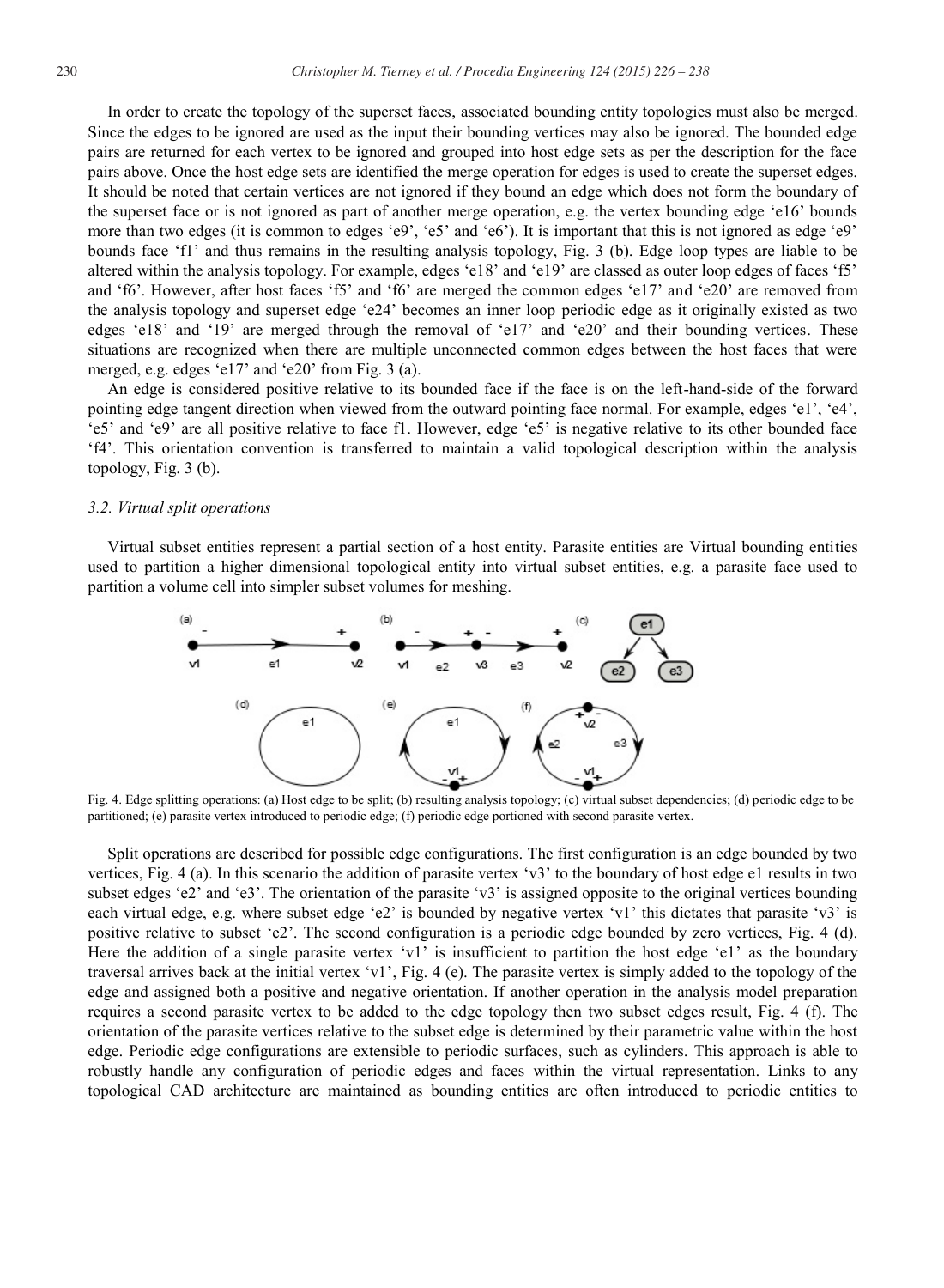In order to create the topology of the superset faces, associated bounding entity topologies must also be merged. Since the edges to be ignored are used as the input their bounding vertices may also be ignored. The bounded edge pairs are returned for each vertex to be ignored and grouped into host edge sets as per the description for the face pairs above. Once the host edge sets are identified the merge operation for edges is used to create the superset edges. It should be noted that certain vertices are not ignored if they bound an edge which does not form the boundary of the superset face or is not ignored as part of another merge operation, e.g. the vertex bounding edge 'e16' bounds more than two edges (it is common to edges 'e9', 'e5' and 'e6'). It is important that this is not ignored as edge 'e9' bounds face 'f1' and thus remains in the resulting analysis topology, Fig. 3 (b). Edge loop types are liable to be altered within the analysis topology. For example, edges 'e18' and 'e19' are classed as outer loop edges of faces 'f5' and 'f6'. However, after host faces 'f5' and 'f6' are merged the common edges 'e17' and 'e20' are removed from the analysis topology and superset edge 'e24' becomes an inner loop periodic edge as it originally existed as two edges 'e18' and '19' are merged through the removal of 'e17' and 'e20' and their bounding vertices. These situations are recognized when there are multiple unconnected common edges between the host faces that were merged, e.g. edges 'e17' and 'e20' from Fig. 3 (a).

An edge is considered positive relative to its bounded face if the face is on the left-hand-side of the forward pointing edge tangent direction when viewed from the outward pointing face normal. For example, edges 'e1', 'e4', 'e5' and 'e9' are all positive relative to face f1. However, edge 'e5' is negative relative to its other bounded face 'f4'. This orientation convention is transferred to maintain a valid topological description within the analysis topology, Fig. 3 (b).

### *3.2. Virtual split operations*

Virtual subset entities represent a partial section of a host entity. Parasite entities are Virtual bounding entities used to partition a higher dimensional topological entity into virtual subset entities, e.g. a parasite face used to partition a volume cell into simpler subset volumes for meshing.

Fig. 4. Edge splitting operations: (a) Host edge to be split; (b) resulting analysis topology; (c) virtual subset dependencies; (d) periodic edge to be partitioned; (e) parasite vertex introduced to periodic edge; (f) periodic edge portioned with second parasite vertex.

Split operations are described for possible edge configurations. The first configuration is an edge bounded by two vertices, Fig. 4 (a). In this scenario the addition of parasite vertex 'v3' to the boundary of host edge e1 results in two subset edges 'e2' and 'e3'. The orientation of the parasite 'v3' is assigned opposite to the original vertices bounding each virtual edge, e.g. where subset edge 'e2' is bounded by negative vertex 'v1' this dictates that parasite 'v3' is positive relative to subset 'e2'. The second configuration is a periodic edge bounded by zero vertices, Fig. 4 (d). Here the addition of a single parasite vertex 'v1' is insufficient to partition the host edge 'e1' as the boundary traversal arrives back at the initial vertex 'v1', Fig. 4 (e). The parasite vertex is simply added to the topology of the edge and assigned both a positive and negative orientation. If another operation in the analysis model preparation requires a second parasite vertex to be added to the edge topology then two subset edges result, Fig. 4 (f). The orientation of the parasite vertices relative to the subset edge is determined by their parametric value within the host edge. Periodic edge configurations are extensible to periodic surfaces, such as cylinders. This approach is able to robustly handle any configuration of periodic edges and faces within the virtual representation. Links to any topological CAD architecture are maintained as bounding entities are often introduced to periodic entities to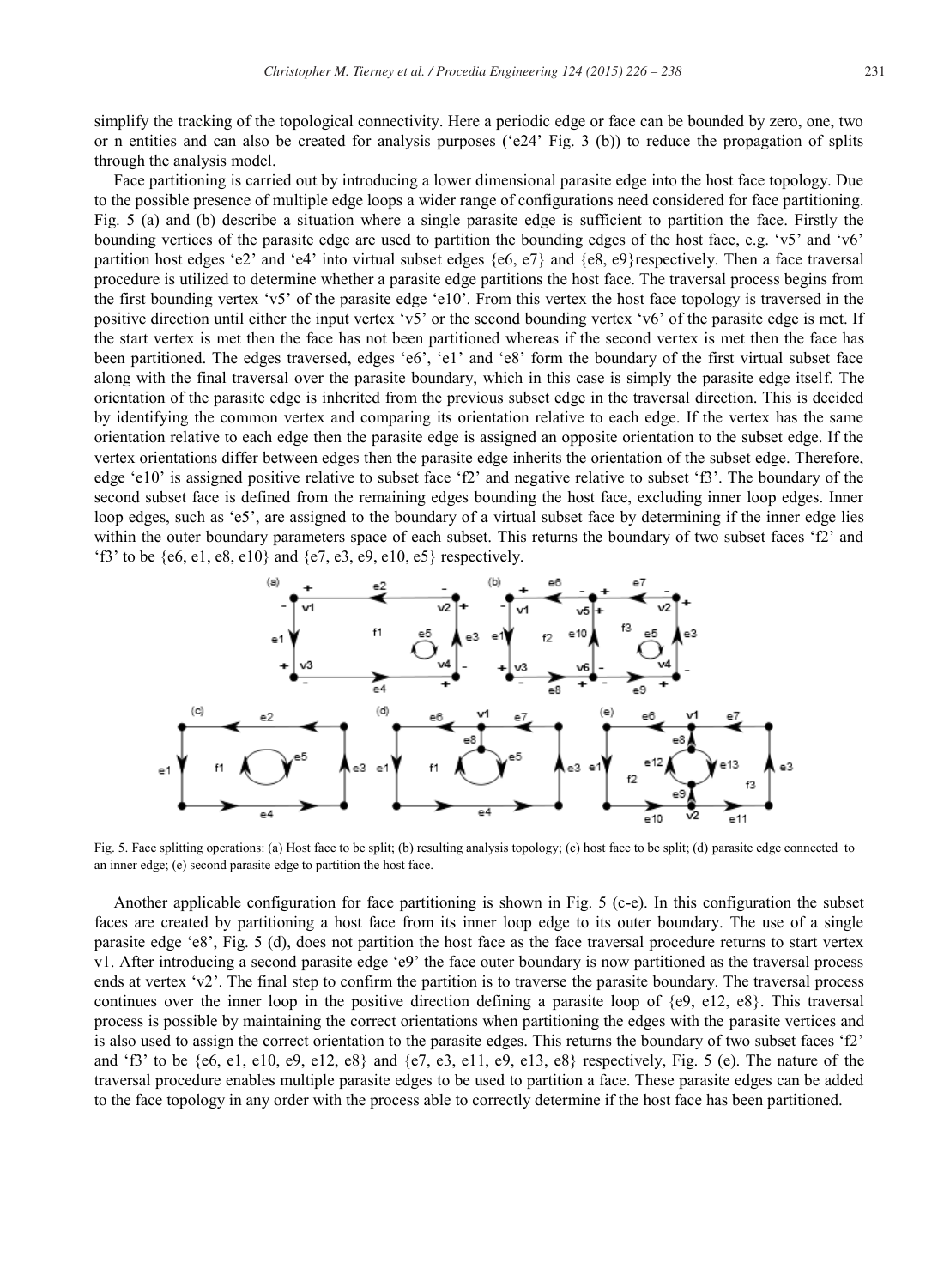simplify the tracking of the topological connectivity. Here a periodic edge or face can be bounded by zero, one, two or n entities and can also be created for analysis purposes ('e24' Fig. 3 (b)) to reduce the propagation of splits through the analysis model.

Face partitioning is carried out by introducing a lower dimensional parasite edge into the host face topology. Due to the possible presence of multiple edge loops a wider range of configurations need considered for face partitioning. Fig. 5 (a) and (b) describe a situation where a single parasite edge is sufficient to partition the face. Firstly the bounding vertices of the parasite edge are used to partition the bounding edges of the host face, e.g. 'v5' and 'v6' partition host edges 'e2' and 'e4' into virtual subset edges {e6, e7} and {e8, e9}respectively. Then a face traversal procedure is utilized to determine whether a parasite edge partitions the host face. The traversal process begins from the first bounding vertex 'v5' of the parasite edge 'e10'. From this vertex the host face topology is traversed in the positive direction until either the input vertex 'v5' or the second bounding vertex 'v6' of the parasite edge is met. If the start vertex is met then the face has not been partitioned whereas if the second vertex is met then the face has been partitioned. The edges traversed, edges 'e6', 'e1' and 'e8' form the boundary of the first virtual subset face along with the final traversal over the parasite boundary, which in this case is simply the parasite edge itself. The orientation of the parasite edge is inherited from the previous subset edge in the traversal direction. This is decided by identifying the common vertex and comparing its orientation relative to each edge. If the vertex has the same orientation relative to each edge then the parasite edge is assigned an opposite orientation to the subset edge. If the vertex orientations differ between edges then the parasite edge inherits the orientation of the subset edge. Therefore, edge 'e10' is assigned positive relative to subset face 'f2' and negative relative to subset 'f3'. The boundary of the second subset face is defined from the remaining edges bounding the host face, excluding inner loop edges. Inner loop edges, such as 'e5', are assigned to the boundary of a virtual subset face by determining if the inner edge lies within the outer boundary parameters space of each subset. This returns the boundary of two subset faces 'f2' and 'f3' to be {e6, e1, e8, e10} and {e7, e3, e9, e10, e5} respectively.

Fig. 5. Face splitting operations: (a) Host face to be split; (b) resulting analysis topology; (c) host face to be split; (d) parasite edge connected to an inner edge; (e) second parasite edge to partition the host face.

Another applicable configuration for face partitioning is shown in Fig. 5 (c-e). In this configuration the subset faces are created by partitioning a host face from its inner loop edge to its outer boundary. The use of a single parasite edge 'e8', Fig. 5 (d), does not partition the host face as the face traversal procedure returns to start vertex v1. After introducing a second parasite edge 'e9' the face outer boundary is now partitioned as the traversal process ends at vertex 'v2'. The final step to confirm the partition is to traverse the parasite boundary. The traversal process continues over the inner loop in the positive direction defining a parasite loop of {e9, e12, e8}. This traversal process is possible by maintaining the correct orientations when partitioning the edges with the parasite vertices and is also used to assign the correct orientation to the parasite edges. This returns the boundary of two subset faces 'f2' and 'f3' to be {e6, e1, e10, e9, e12, e8} and {e7, e3, e11, e9, e13, e8} respectively, Fig. 5 (e). The nature of the traversal procedure enables multiple parasite edges to be used to partition a face. These parasite edges can be added to the face topology in any order with the process able to correctly determine if the host face has been partitioned.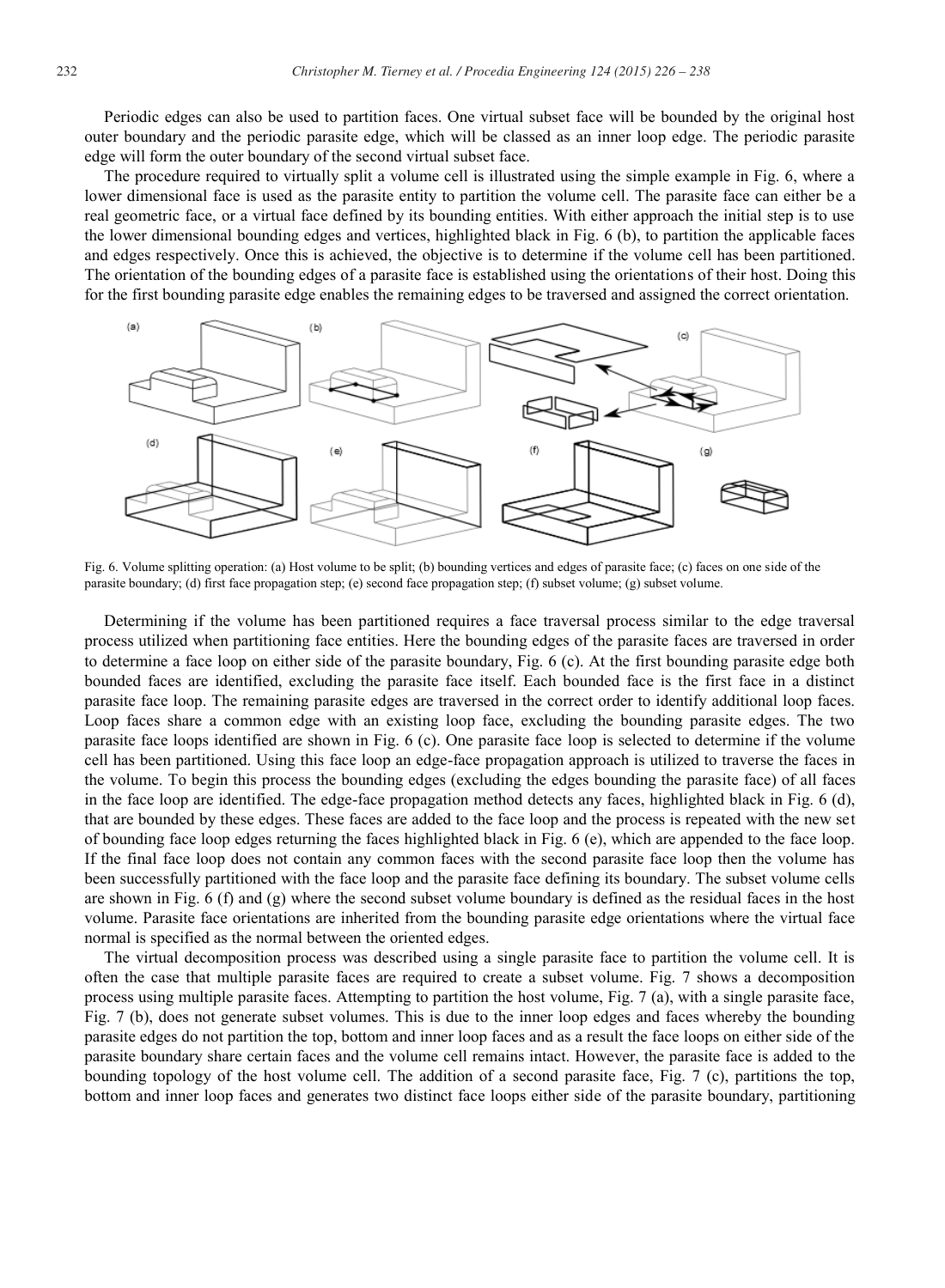Periodic edges can also be used to partition faces. One virtual subset face will be bounded by the original host outer boundary and the periodic parasite edge, which will be classed as an inner loop edge. The periodic parasite edge will form the outer boundary of the second virtual subset face.

The procedure required to virtually split a volume cell is illustrated using the simple example in Fig. 6, where a lower dimensional face is used as the parasite entity to partition the volume cell. The parasite face can either be a real geometric face, or a virtual face defined by its bounding entities. With either approach the initial step is to use the lower dimensional bounding edges and vertices, highlighted black in Fig. 6 (b), to partition the applicable faces and edges respectively. Once this is achieved, the objective is to determine if the volume cell has been partitioned. The orientation of the bounding edges of a parasite face is established using the orientations of their host. Doing this for the first bounding parasite edge enables the remaining edges to be traversed and assigned the correct orientation.

(a)

(b)

(c)

(d)

(e)

(f)

(g)

Fig. 6. Volume splitting operation: (a) Host volume to be split; (b) bounding vertices and edges of parasite face; (c) faces on one side of the parasite boundary; (d) first face propagation step; (e) second face propagation step; (f) subset volume; (g) subset volume.

Determining if the volume has been partitioned requires a face traversal process similar to the edge traversal process utilized when partitioning face entities. Here the bounding edges of the parasite faces are traversed in order to determine a face loop on either side of the parasite boundary, Fig. 6 (c). At the first bounding parasite edge both bounded faces are identified, excluding the parasite face itself. Each bounded face is the first face in a distinct parasite face loop. The remaining parasite edges are traversed in the correct order to identify additional loop faces. Loop faces share a common edge with an existing loop face, excluding the bounding parasite edges. The two parasite face loops identified are shown in Fig. 6 (c). One parasite face loop is selected to determine if the volume cell has been partitioned. Using this face loop an edge-face propagation approach is utilized to traverse the faces in the volume. To begin this process the bounding edges (excluding the edges bounding the parasite face) of all faces in the face loop are identified. The edge-face propagation method detects any faces, highlighted black in Fig. 6 (d), that are bounded by these edges. These faces are added to the face loop and the process is repeated with the new set of bounding face loop edges returning the faces highlighted black in Fig. 6 (e), which are appended to the face loop. If the final face loop does not contain any common faces with the second parasite face loop then the volume has been successfully partitioned with the face loop and the parasite face defining its boundary. The subset volume cells are shown in Fig. 6 (f) and (g) where the second subset volume boundary is defined as the residual faces in the host volume. Parasite face orientations are inherited from the bounding parasite edge orientations where the virtual face normal is specified as the normal between the oriented edges.

The virtual decomposition process was described using a single parasite face to partition the volume cell. It is often the case that multiple parasite faces are required to create a subset volume. Fig. 7 shows a decomposition process using multiple parasite faces. Attempting to partition the host volume, Fig. 7 (a), with a single parasite face, Fig. 7 (b), does not generate subset volumes. This is due to the inner loop edges and faces whereby the bounding parasite edges do not partition the top, bottom and inner loop faces and as a result the face loops on either side of the parasite boundary share certain faces and the volume cell remains intact. However, the parasite face is added to the bounding topology of the host volume cell. The addition of a second parasite face, Fig. 7 (c), partitions the top, bottom and inner loop faces and generates two distinct face loops either side of the parasite boundary, partitioning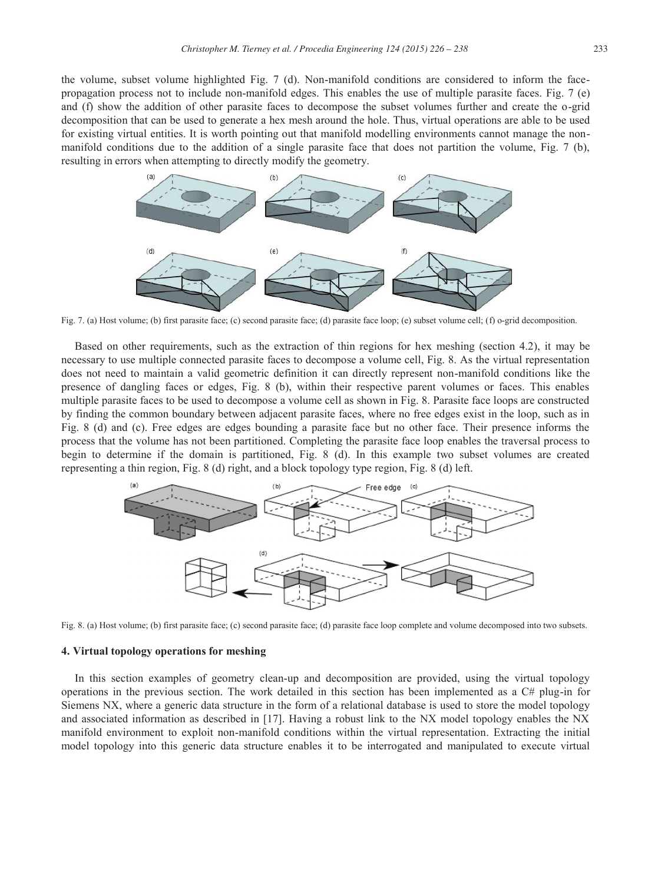the volume, subset volume highlighted Fig. 7 (d). Non-manifold conditions are considered to inform the face-propagation process not to include non-manifold edges. This enables the use of multiple parasite faces. Fig. 7 (e) and (f) show the addition of other parasite faces to decompose the subset volumes further and create the o-grid decomposition that can be used to generate a hex mesh around the hole. Thus, virtual operations are able to be used for existing virtual entities. It is worth pointing out that manifold modelling environments cannot manage the non-manifold conditions due to the addition of a single parasite face that does not partition the volume, Fig. 7 (b), resulting in errors when attempting to directly modify the geometry.

Fig. 7. (a) Host volume; (b) first parasite face; (c) second parasite face; (d) parasite face loop; (e) subset volume cell; (f) o-grid decomposition.

Based on other requirements, such as the extraction of thin regions for hex meshing (section 4.2), it may be necessary to use multiple connected parasite faces to decompose a volume cell, Fig. 8. As the virtual representation does not need to maintain a valid geometric definition it can directly represent non-manifold conditions like the presence of dangling faces or edges, Fig. 8 (b), within their respective parent volumes or faces. This enables multiple parasite faces to be used to decompose a volume cell as shown in Fig. 8. Parasite face loops are constructed by finding the common boundary between adjacent parasite faces, where no free edges exist in the loop, such as in Fig. 8 (d) and (c). Free edges are edges bounding a parasite face but no other face. Their presence informs the process that the volume has not been partitioned. Completing the parasite face loop enables the traversal process to begin to determine if the domain is partitioned, Fig. 8 (d). In this example two subset volumes are created representing a thin region, Fig. 8 (d) right, and a block topology type region, Fig. 8 (d) left.

Fig. 8. (a) Host volume; (b) first parasite face; (c) second parasite face; (d) parasite face loop complete and volume decomposed into two subsets.

## 4. Virtual topology operations for meshing

In this section examples of geometry clean-up and decomposition are provided, using the virtual topology operations in the previous section. The work detailed in this section has been implemented as a C# plug-in for Siemens NX, where a generic data structure in the form of a relational database is used to store the model topology and associated information as described in [17]. Having a robust link to the NX model topology enables the NX manifold environment to exploit non-manifold conditions within the virtual representation. Extracting the initial model topology into this generic data structure enables it to be interrogated and manipulated to execute virtual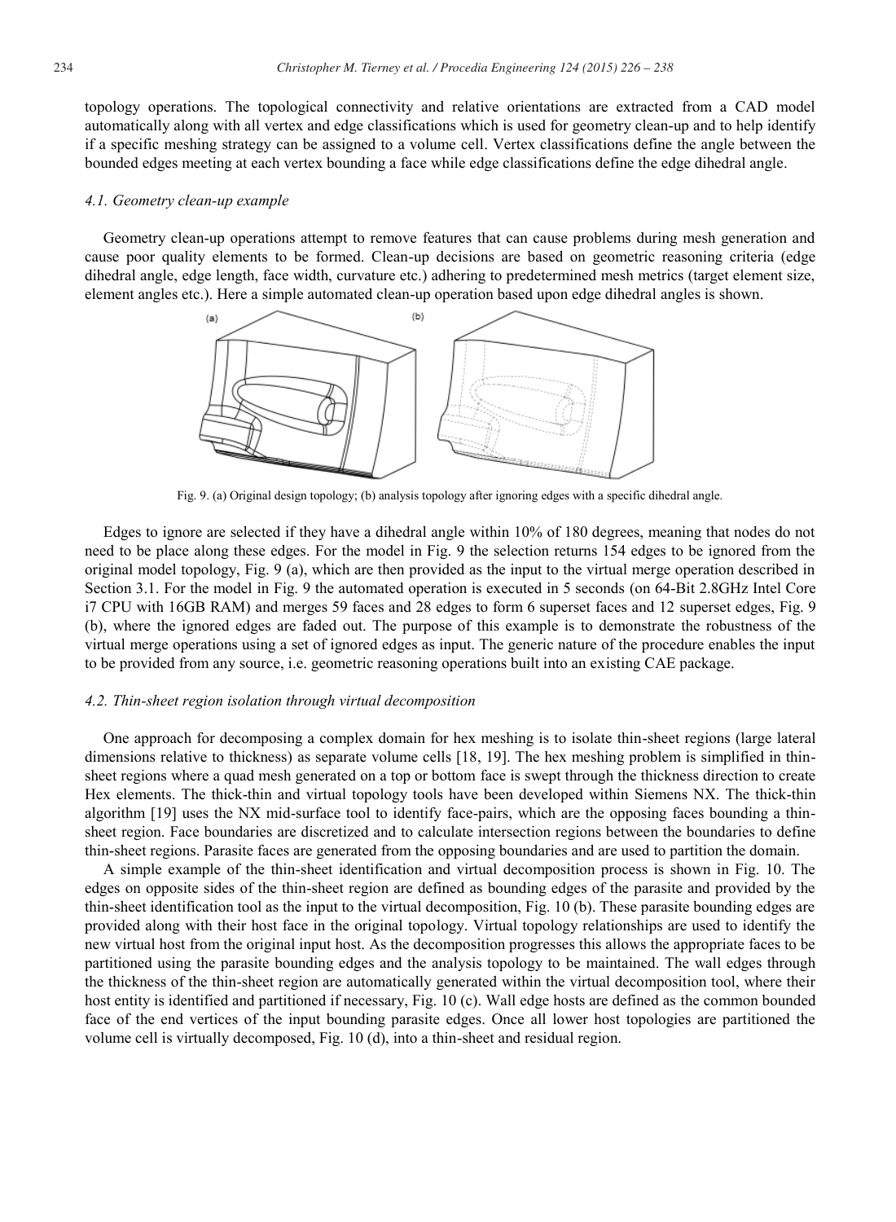topology operations. The topological connectivity and relative orientations are extracted from a CAD model automatically along with all vertex and edge classifications which is used for geometry clean-up and to help identify if a specific meshing strategy can be assigned to a volume cell. Vertex classifications define the angle between the bounded edges meeting at each vertex bounding a face while edge classifications define the edge dihedral angle.

### *4.1. Geometry clean-up example*

Geometry clean-up operations attempt to remove features that can cause problems during mesh generation and cause poor quality elements to be formed. Clean-up decisions are based on geometric reasoning criteria (edge dihedral angle, edge length, face width, curvature etc.) adhering to predetermined mesh metrics (target element size, element angles etc.). Here a simple automated clean-up operation based upon edge dihedral angles is shown.

Fig. 9. (a) Original design topology; (b) analysis topology after ignoring edges with a specific dihedral angle.

Edges to ignore are selected if they have a dihedral angle within 10% of 180 degrees, meaning that nodes do not need to be place along these edges. For the model in Fig. 9 the selection returns 154 edges to be ignored from the original model topology, Fig. 9 (a), which are then provided as the input to the virtual merge operation described in Section 3.1. For the model in Fig. 9 the automated operation is executed in 5 seconds (on 64-Bit 2.8GHz Intel Core i7 CPU with 16GB RAM) and merges 59 faces and 28 edges to form 6 superset faces and 12 superset edges, Fig. 9 (b), where the ignored edges are faded out. The purpose of this example is to demonstrate the robustness of the virtual merge operations using a set of ignored edges as input. The generic nature of the procedure enables the input to be provided from any source, i.e. geometric reasoning operations built into an existing CAE package.

### *4.2. Thin-sheet region isolation through virtual decomposition*

One approach for decomposing a complex domain for hex meshing is to isolate thin-sheet regions (large lateral dimensions relative to thickness) as separate volume cells [18, 19]. The hex meshing problem is simplified in thin-sheet regions where a quad mesh generated on a top or bottom face is swept through the thickness direction to create Hex elements. The thick-thin and virtual topology tools have been developed within Siemens NX. The thick-thin algorithm [19] uses the NX mid-surface tool to identify face-pairs, which are the opposing faces bounding a thin-sheet region. Face boundaries are discretized and to calculate intersection regions between the boundaries to define thin-sheet regions. Parasite faces are generated from the opposing boundaries and are used to partition the domain.

A simple example of the thin-sheet identification and virtual decomposition process is shown in Fig. 10. The edges on opposite sides of the thin-sheet region are defined as bounding edges of the parasite and provided by the thin-sheet identification tool as the input to the virtual decomposition, Fig. 10 (b). These parasite bounding edges are provided along with their host face in the original topology. Virtual topology relationships are used to identify the new virtual host from the original input host. As the decomposition progresses this allows the appropriate faces to be partitioned using the parasite bounding edges and the analysis topology to be maintained. The wall edges through the thickness of the thin-sheet region are automatically generated within the virtual decomposition tool, where their host entity is identified and partitioned if necessary, Fig. 10 (c). Wall edge hosts are defined as the common bounded face of the end vertices of the input bounding parasite edges. Once all lower host topologies are partitioned the volume cell is virtually decomposed, Fig. 10 (d), into a thin-sheet and residual region.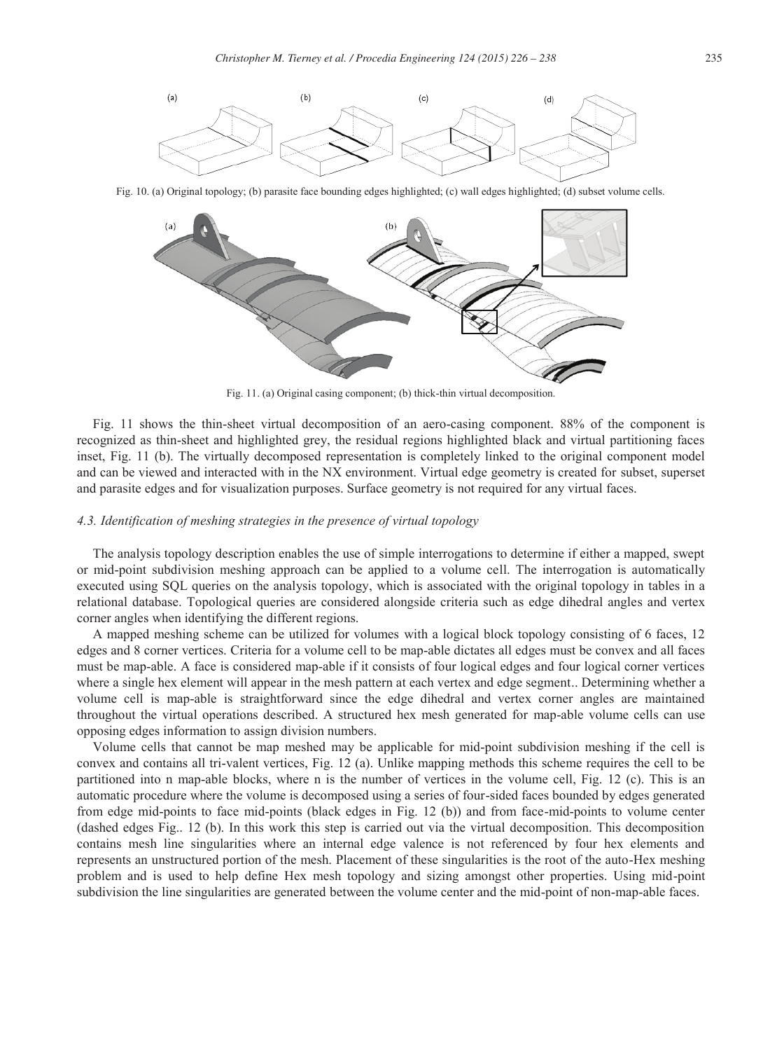Fig. 10. (a) Original topology; (b) parasite face bounding edges highlighted; (c) wall edges highlighted; (d) subset volume cells.

Fig. 11. (a) Original casing component; (b) thick-thin virtual decomposition.

Fig. 11 shows the thin-sheet virtual decomposition of an aero-casing component. 88% of the component is recognized as thin-sheet and highlighted grey, the residual regions highlighted black and virtual partitioning faces inset, Fig. 11 (b). The virtually decomposed representation is completely linked to the original component model and can be viewed and interacted with in the NX environment. Virtual edge geometry is created for subset, superset and parasite edges and for visualization purposes. Surface geometry is not required for any virtual faces.

### *4.3. Identification of meshing strategies in the presence of virtual topology*

The analysis topology description enables the use of simple interrogations to determine if either a mapped, swept or mid-point subdivision meshing approach can be applied to a volume cell. The interrogation is automatically executed using SQL queries on the analysis topology, which is associated with the original topology in tables in a relational database. Topological queries are considered alongside criteria such as edge dihedral angles and vertex corner angles when identifying the different regions.

A mapped meshing scheme can be utilized for volumes with a logical block topology consisting of 6 faces, 12 edges and 8 corner vertices. Criteria for a volume cell to be map-able dictates all edges must be convex and all faces must be map-able. A face is considered map-able if it consists of four logical edges and four logical corner vertices where a single hex element will appear in the mesh pattern at each vertex and edge segment.. Determining whether a volume cell is map-able is straightforward since the edge dihedral and vertex corner angles are maintained throughout the virtual operations described. A structured hex mesh generated for map-able volume cells can use opposing edges information to assign division numbers.

Volume cells that cannot be map meshed may be applicable for mid-point subdivision meshing if the cell is convex and contains all tri-valent vertices, Fig. 12 (a). Unlike mapping methods this scheme requires the cell to be partitioned into n map-able blocks, where n is the number of vertices in the volume cell, Fig. 12 (c). This is an automatic procedure where the volume is decomposed using a series of four-sided faces bounded by edges generated from edge mid-points to face mid-points (black edges in Fig. 12 (b)) and from face-mid-points to volume center (dashed edges Fig.. 12 (b). In this work this step is carried out via the virtual decomposition. This decomposition contains mesh line singularities where an internal edge valence is not referenced by four hex elements and represents an unstructured portion of the mesh. Placement of these singularities is the root of the auto-Hex meshing problem and is used to help define Hex mesh topology and sizing amongst other properties. Using mid-point subdivision the line singularities are generated between the volume center and the mid-point of non-map-able faces.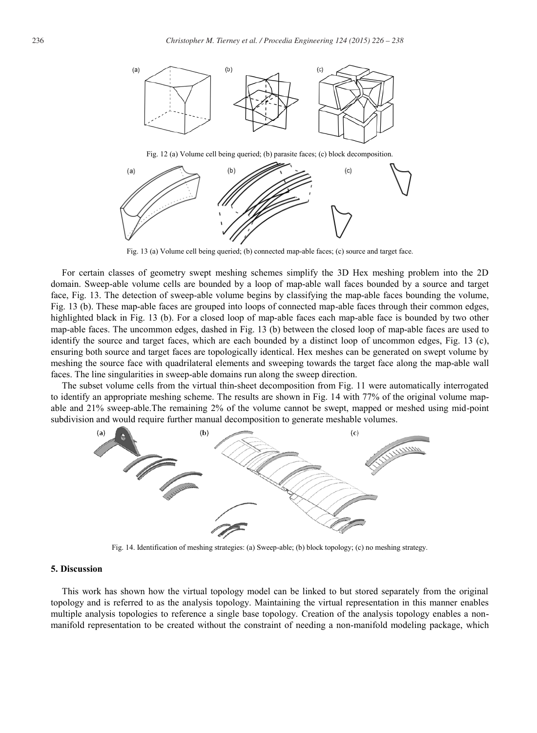Fig. 12 (a) Volume cell being queried; (b) parasite faces; (c) block decomposition.

Fig. 13 (a) Volume cell being queried; (b) connected map-able faces; (c) source and target face.

For certain classes of geometry swept meshing schemes simplify the 3D Hex meshing problem into the 2D domain. Sweep-able volume cells are bounded by a loop of map-able wall faces bounded by a source and target face, Fig. 13. The detection of sweep-able volume begins by classifying the map-able faces bounding the volume, Fig. 13 (b). These map-able faces are grouped into loops of connected map-able faces through their common edges, highlighted black in Fig. 13 (b). For a closed loop of map-able faces each map-able face is bounded by two other map-able faces. The uncommon edges, dashed in Fig. 13 (b) between the closed loop of map-able faces are used to identify the source and target faces, which are each bounded by a distinct loop of uncommon edges, Fig. 13 (c), ensuring both source and target faces are topologically identical. Hex meshes can be generated on swept volume by meshing the source face with quadrilateral elements and sweeping towards the target face along the map-able wall faces. The line singularities in sweep-able domains run along the sweep direction.

The subset volume cells from the virtual thin-sheet decomposition from Fig. 11 were automatically interrogated to identify an appropriate meshing scheme. The results are shown in Fig. 14 with 77% of the original volume map-able and 21% sweep-able.The remaining 2% of the volume cannot be swept, mapped or meshed using mid-point subdivision and would require further manual decomposition to generate meshable volumes.

Fig. 14. Identification of meshing strategies: (a) Sweep-able; (b) block topology; (c) no meshing strategy.

## 5. Discussion

This work has shown how the virtual topology model can be linked to but stored separately from the original topology and is referred to as the analysis topology. Maintaining the virtual representation in this manner enables multiple analysis topologies to reference a single base topology. Creation of the analysis topology enables a non-manifold representation to be created without the constraint of needing a non-manifold modeling package, which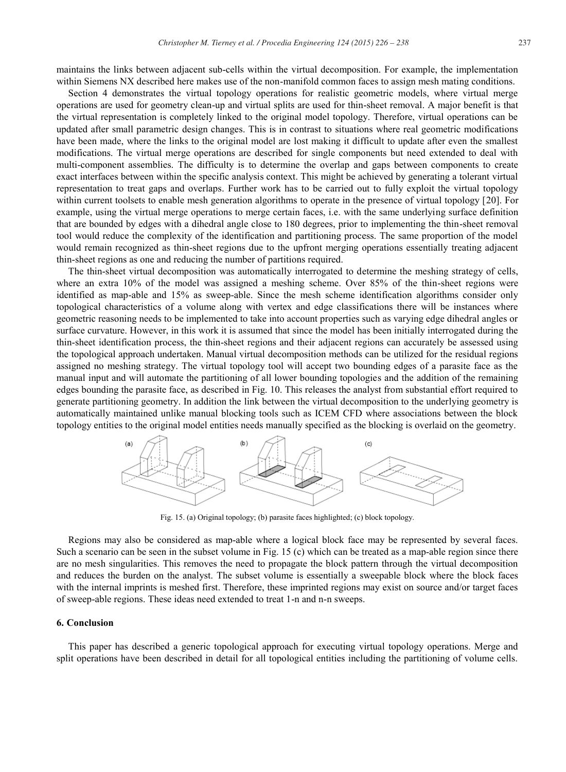maintains the links between adjacent sub-cells within the virtual decomposition. For example, the implementation within Siemens NX described here makes use of the non-manifold common faces to assign mesh mating conditions.

Section 4 demonstrates the virtual topology operations for realistic geometric models, where virtual merge operations are used for geometry clean-up and virtual splits are used for thin-sheet removal. A major benefit is that the virtual representation is completely linked to the original model topology. Therefore, virtual operations can be updated after small parametric design changes. This is in contrast to situations where real geometric modifications have been made, where the links to the original model are lost making it difficult to update after even the smallest modifications. The virtual merge operations are described for single components but need extended to deal with multi-component assemblies. The difficulty is to determine the overlap and gaps between components to create exact interfaces between within the specific analysis context. This might be achieved by generating a tolerant virtual representation to treat gaps and overlaps. Further work has to be carried out to fully exploit the virtual topology within current toolsets to enable mesh generation algorithms to operate in the presence of virtual topology [20]. For example, using the virtual merge operations to merge certain faces, i.e. with the same underlying surface definition that are bounded by edges with a dihedral angle close to 180 degrees, prior to implementing the thin-sheet removal tool would reduce the complexity of the identification and partitioning process. The same proportion of the model would remain recognized as thin-sheet regions due to the upfront merging operations essentially treating adjacent thin-sheet regions as one and reducing the number of partitions required.

The thin-sheet virtual decomposition was automatically interrogated to determine the meshing strategy of cells, where an extra 10% of the model was assigned a meshing scheme. Over 85% of the thin-sheet regions were identified as map-able and 15% as sweep-able. Since the mesh scheme identification algorithms consider only topological characteristics of a volume along with vertex and edge classifications there will be instances where geometric reasoning needs to be implemented to take into account properties such as varying edge dihedral angles or surface curvature. However, in this work it is assumed that since the model has been initially interrogated during the thin-sheet identification process, the thin-sheet regions and their adjacent regions can accurately be assessed using the topological approach undertaken. Manual virtual decomposition methods can be utilized for the residual regions assigned no meshing strategy. The virtual topology tool will accept two bounding edges of a parasite face as the manual input and will automate the partitioning of all lower bounding topologies and the addition of the remaining edges bounding the parasite face, as described in Fig. 10. This releases the analyst from substantial effort required to generate partitioning geometry. In addition the link between the virtual decomposition to the underlying geometry is automatically maintained unlike manual blocking tools such as ICEM CFD where associations between the block topology entities to the original model entities needs manually specified as the blocking is overlaid on the geometry.

Fig. 15. (a) Original topology; (b) parasite faces highlighted; (c) block topology.

Regions may also be considered as map-able where a logical block face may be represented by several faces. Such a scenario can be seen in the subset volume in Fig. 15 (c) which can be treated as a map-able region since there are no mesh singularities. This removes the need to propagate the block pattern through the virtual decomposition and reduces the burden on the analyst. The subset volume is essentially a sweepable block where the block faces with the internal imprints is meshed first. Therefore, these imprinted regions may exist on source and/or target faces of sweep-able regions. These ideas need extended to treat 1-n and n-n sweeps.

## 6. Conclusion

This paper has described a generic topological approach for executing virtual topology operations. Merge and split operations have been described in detail for all topological entities including the partitioning of volume cells.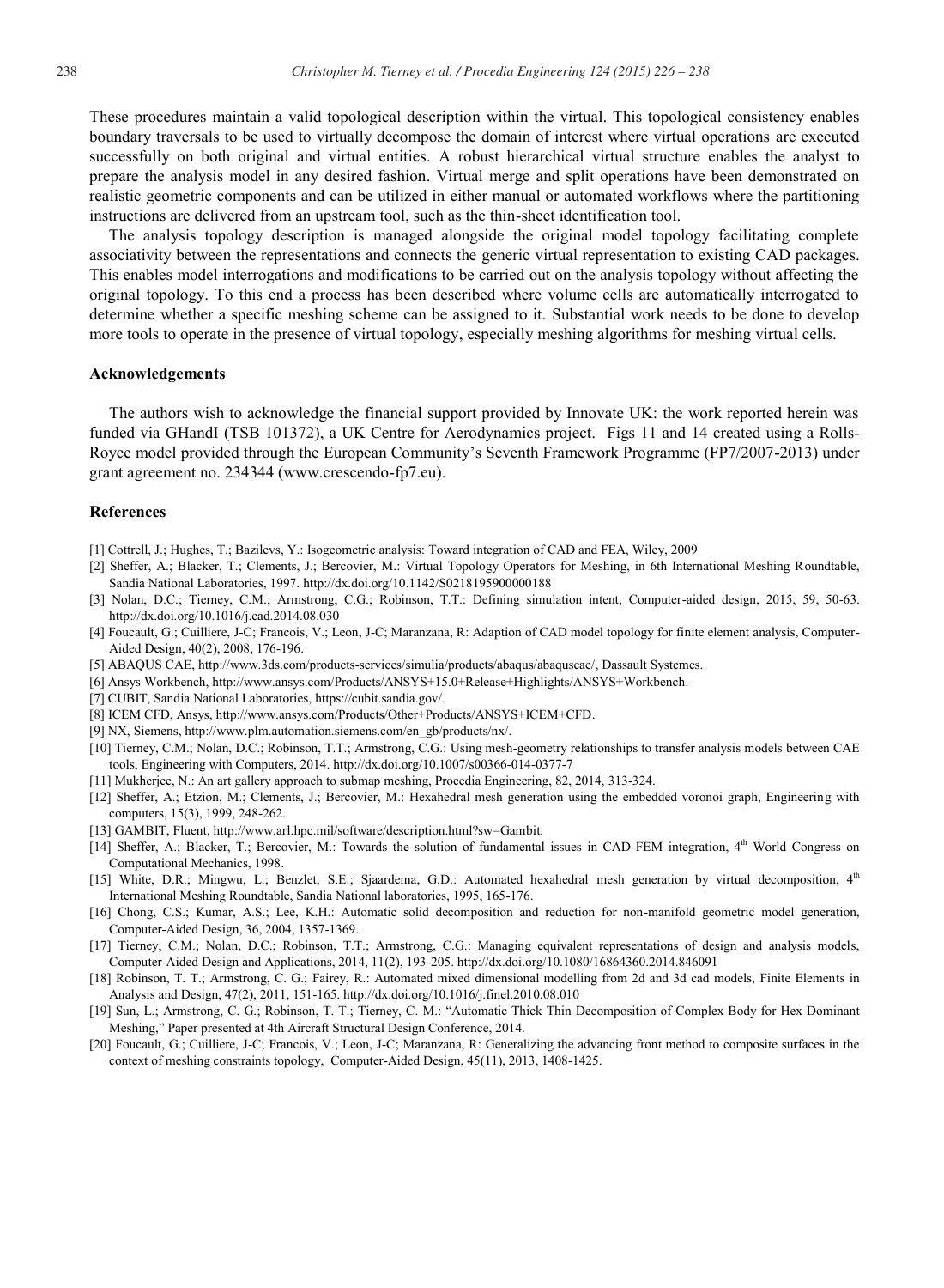These procedures maintain a valid topological description within the virtual. This topological consistency enables boundary traversals to be used to virtually decompose the domain of interest where virtual operations are executed successfully on both original and virtual entities. A robust hierarchical virtual structure enables the analyst to prepare the analysis model in any desired fashion. Virtual merge and split operations have been demonstrated on realistic geometric components and can be utilized in either manual or automated workflows where the partitioning instructions are delivered from an upstream tool, such as the thin-sheet identification tool.

The analysis topology description is managed alongside the original model topology facilitating complete associativity between the representations and connects the generic virtual representation to existing CAD packages. This enables model interrogations and modifications to be carried out on the analysis topology without affecting the original topology. To this end a process has been described where volume cells are automatically interrogated to determine whether a specific meshing scheme can be assigned to it. Substantial work needs to be done to develop more tools to operate in the presence of virtual topology, especially meshing algorithms for meshing virtual cells.

## Acknowledgements

The authors wish to acknowledge the financial support provided by Innovate UK: the work reported herein was funded via GHandI (TSB 101372), a UK Centre for Aerodynamics project. Figs 11 and 14 created using a Rolls-Royce model provided through the European Community's Seventh Framework Programme (FP7/2007-2013) under grant agreement no. 234344 (www.crescendo-fp7.eu).

## References

[1] Cottrell, J.; Hughes, T.; Bazilevs, Y.: Isogeometric analysis: Toward integration of CAD and FEA, Wiley, 2009

[2] Sheffer, A.; Blacker, T.; Clements, J.; Bercovier, M.: Virtual Topology Operators for Meshing, in 6th International Meshing Roundtable, Sandia National Laboratories, 1997. http://dx.doi.org/10.1142/S0218195900000188

[3] Nolan, D.C.; Tierney, C.M.; Armstrong, C.G.; Robinson, T.T.: Defining simulation intent, Computer-aided design, 2015, 59, 50-63. http://dx.doi.org/10.1016/j.cad.2014.08.030

[4] Foucault, G.; Cuilliere, J-C; Francois, V.; Leon, J-C; Maranzana, R: Adaption of CAD model topology for finite element analysis, Computer-Aided Design, 40(2), 2008, 176-196.

[5] ABAQUS CAE, http://www.3ds.com/products-services/simulia/products/abaqus/abaquscae/, Dassault Systemes.

[6] Ansys Workbench, http://www.ansys.com/Products/ANSYS+15.0+Release+Highlights/ANSYS+Workbench.

[7] CUBIT, Sandia National Laboratories, https://cubit.sandia.gov/.

[8] ICEM CFD, Ansys, http://www.ansys.com/Products/Other+Products/ANSYS+ICEM+CFD.

[9] NX, Siemens, http://www.plm.automation.siemens.com/en_gb/products/nx/.

[10] Tierney, C.M.; Nolan, D.C.; Robinson, T.T.; Armstrong, C.G.: Using mesh-geometry relationships to transfer analysis models between CAE tools, Engineering with Computers, 2014. http://dx.doi.org/10.1007/s00366-014-0377-7

[11] Mukherjee, N.: An art gallery approach to submap meshing, Procedia Engineering, 82, 2014, 313-324.

[12] Sheffer, A.; Etzion, M.; Clements, J.; Bercovier, M.: Hexahedral mesh generation using the embedded voronoi graph, Engineering with computers, 15(3), 1999, 248-262.

[13] GAMBIT, Fluent, http://www.arl.hpc.mil/software/description.html?sw=Gambit.

[14] Sheffer, A.; Blacker, T.; Bercovier, M.: Towards the solution of fundamental issues in CAD-FEM integration, 4th World Congress on Computational Mechanics, 1998.

[15] White, D.R.; Mingwu, L.; Benzlet, S.E.; Sjaardema, G.D.: Automated hexahedral mesh generation by virtual decomposition, 4th International Meshing Roundtable, Sandia National laboratories, 1995, 165-176.

[16] Chong, C.S.; Kumar, A.S.; Lee, K.H.: Automatic solid decomposition and reduction for non-manifold geometric model generation, Computer-Aided Design, 36, 2004, 1357-1369.

[17] Tierney, C.M.; Nolan, D.C.; Robinson, T.T.; Armstrong, C.G.: Managing equivalent representations of design and analysis models, Computer-Aided Design and Applications, 2014, 11(2), 193-205. http://dx.doi.org/10.1080/16864360.2014.846091

[18] Robinson, T. T.; Armstrong, C. G.; Fairey, R.: Automated mixed dimensional modelling from 2d and 3d cad models, Finite Elements in Analysis and Design, 47(2), 2011, 151-165. http://dx.doi.org/10.1016/j.finel.2010.08.010

[19] Sun, L.; Armstrong, C. G.; Robinson, T. T.; Tierney, C. M.: "Automatic Thick Thin Decomposition of Complex Body for Hex Dominant Meshing," Paper presented at 4th Aircraft Structural Design Conference, 2014.

[20] Foucault, G.; Cuilliere, J-C; Francois, V.; Leon, J-C; Maranzana, R: Generalizing the advancing front method to composite surfaces in the context of meshing constraints topology, Computer-Aided Design, 45(11), 2013, 1408-1425.